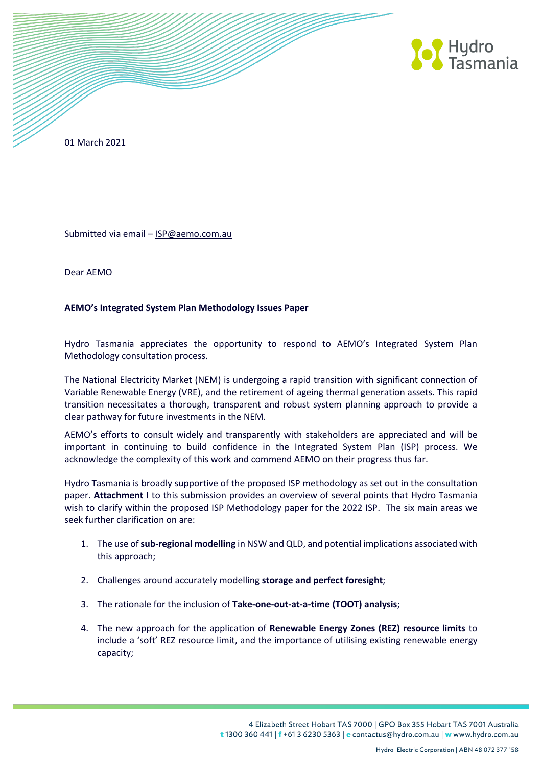01 March 2021

Submitted via email – ISP@aemo.com.au

Dear AEMO

**AEMO's Integrated System Plan Methodology Issues Paper**

Hydro Tasmania appreciates the opportunity to respond to AEMO's Integrated System Plan Methodology consultation process.

The National Electricity Market (NEM) is undergoing a rapid transition with significant connection of Variable Renewable Energy (VRE), and the retirement of ageing thermal generation assets. This rapid transition necessitates a thorough, transparent and robust system planning approach to provide a clear pathway for future investments in the NEM.

AEMO's efforts to consult widely and transparently with stakeholders are appreciated and will be important in continuing to build confidence in the Integrated System Plan (ISP) process. We acknowledge the complexity of this work and commend AEMO on their progress thus far.

Hydro Tasmania is broadly supportive of the proposed ISP methodology as set out in the consultation paper. **Attachment I** to this submission provides an overview of several points that Hydro Tasmania wish to clarify within the proposed ISP Methodology paper for the 2022 ISP. The six main areas we seek further clarification on are:

1. The use of **sub-regional modelling** in NSW and QLD, and potential implications associated with this approach;
2. Challenges around accurately modelling **storage and perfect foresight**;
3. The rationale for the inclusion of **Take-one-out-at-a-time (TOOT) analysis**;
4. The new approach for the application of **Renewable Energy Zones (REZ) resource limits** to include a 'soft' REZ resource limit, and the importance of utilising existing renewable energy capacity;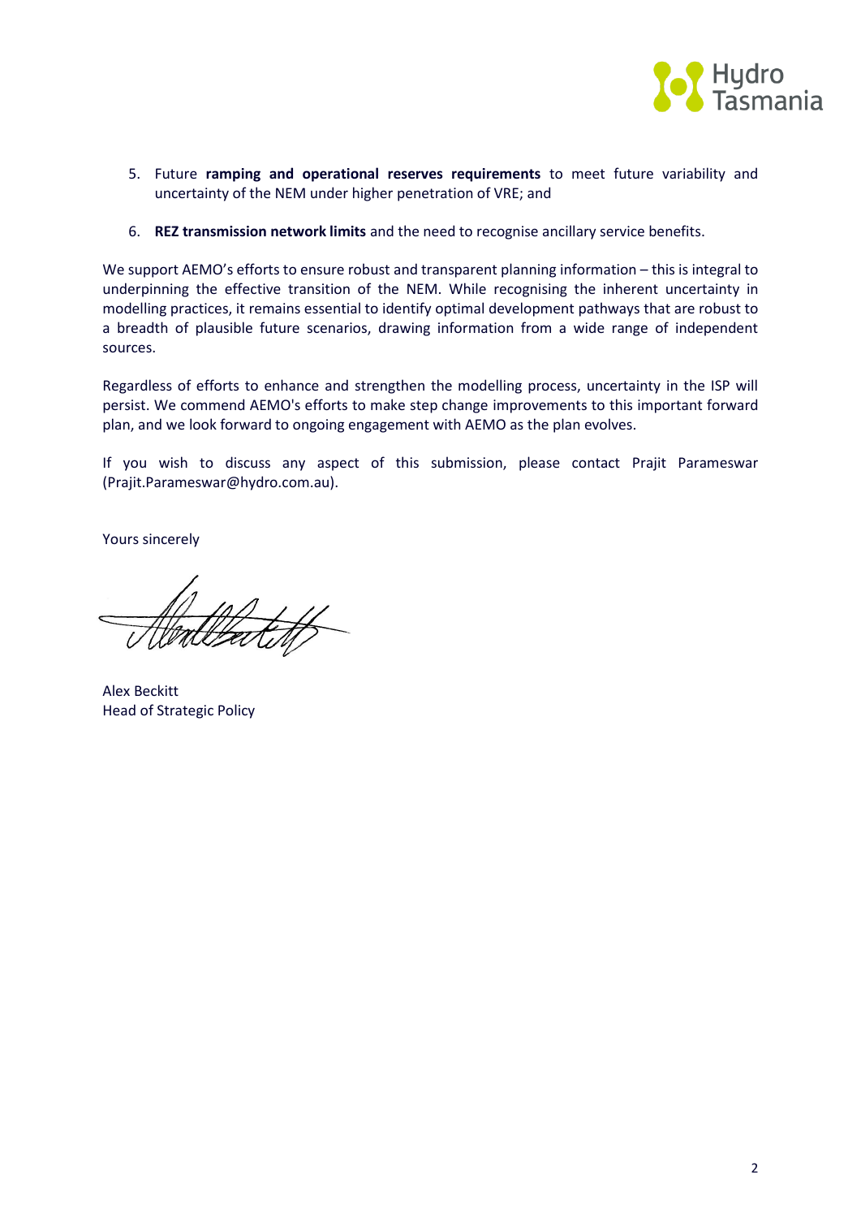5. Future **ramping and operational reserves requirements** to meet future variability and uncertainty of the NEM under higher penetration of VRE; and

6. **REZ transmission network limits** and the need to recognise ancillary service benefits.

We support AEMO's efforts to ensure robust and transparent planning information – this is integral to underpinning the effective transition of the NEM. While recognising the inherent uncertainty in modelling practices, it remains essential to identify optimal development pathways that are robust to a breadth of plausible future scenarios, drawing information from a wide range of independent sources.

Regardless of efforts to enhance and strengthen the modelling process, uncertainty in the ISP will persist. We commend AEMO's efforts to make step change improvements to this important forward plan, and we look forward to ongoing engagement with AEMO as the plan evolves.

If you wish to discuss any aspect of this submission, please contact Prajit Parameswar (Prajit.Parameswar@hydro.com.au).

Yours sincerely

Alex Beckitt
Head of Strategic Policy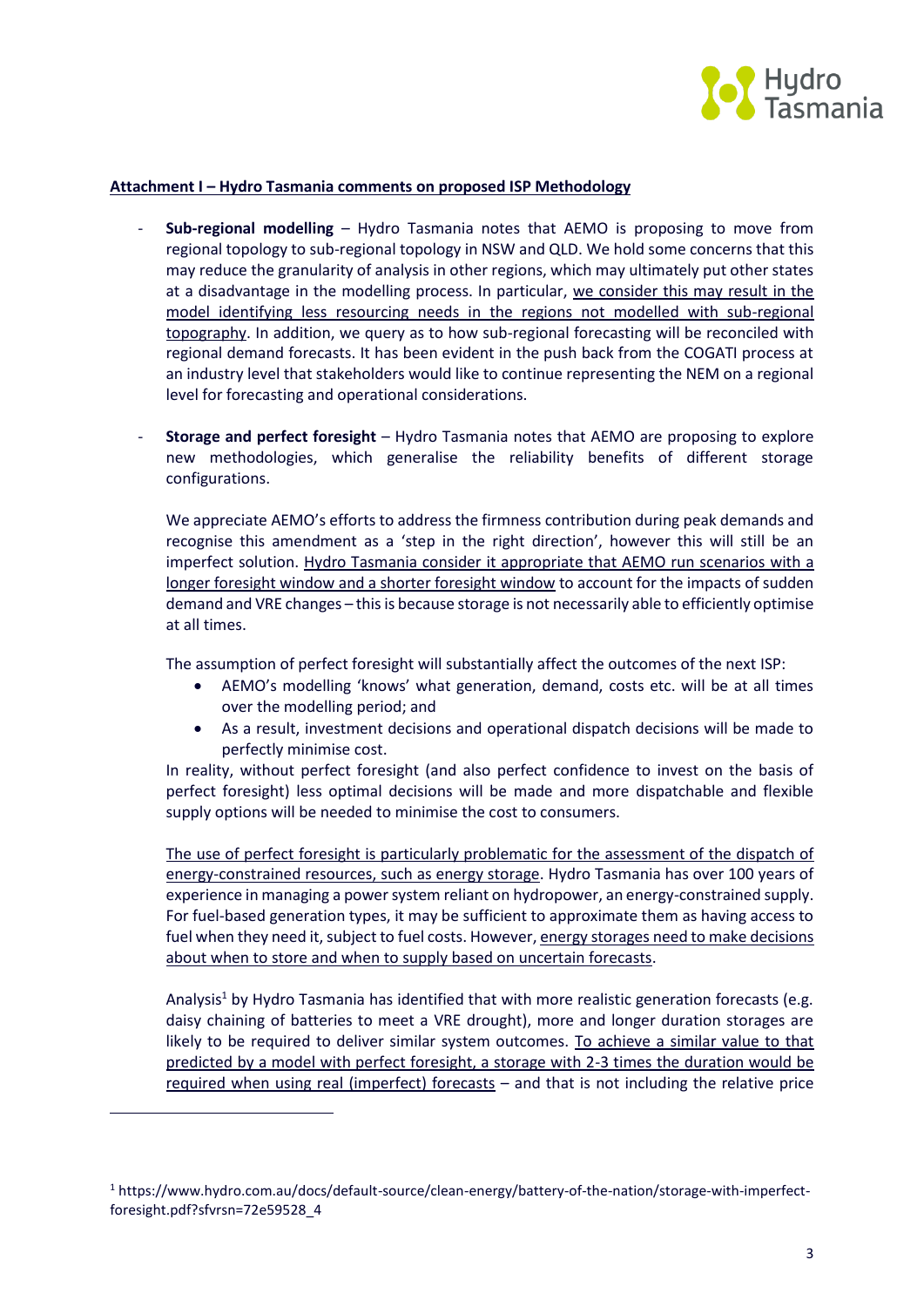**Attachment I – Hydro Tasmania comments on proposed ISP Methodology**

- **Sub-regional modelling** – Hydro Tasmania notes that AEMO is proposing to move from regional topology to sub-regional topology in NSW and QLD. We hold some concerns that this may reduce the granularity of analysis in other regions, which may ultimately put other states at a disadvantage in the modelling process. In particular, we consider this may result in the model identifying less resourcing needs in the regions not modelled with sub-regional topography. In addition, we query as to how sub-regional forecasting will be reconciled with regional demand forecasts. It has been evident in the push back from the COGATI process at an industry level that stakeholders would like to continue representing the NEM on a regional level for forecasting and operational considerations.

- **Storage and perfect foresight** – Hydro Tasmania notes that AEMO are proposing to explore new methodologies, which generalise the reliability benefits of different storage configurations.

  We appreciate AEMO's efforts to address the firmness contribution during peak demands and recognise this amendment as a 'step in the right direction', however this will still be an imperfect solution. Hydro Tasmania consider it appropriate that AEMO run scenarios with a longer foresight window and a shorter foresight window to account for the impacts of sudden demand and VRE changes – this is because storage is not necessarily able to efficiently optimise at all times.

  The assumption of perfect foresight will substantially affect the outcomes of the next ISP:
  - AEMO's modelling 'knows' what generation, demand, costs etc. will be at all times over the modelling period; and
  - As a result, investment decisions and operational dispatch decisions will be made to perfectly minimise cost.

  In reality, without perfect foresight (and also perfect confidence to invest on the basis of perfect foresight) less optimal decisions will be made and more dispatchable and flexible supply options will be needed to minimise the cost to consumers.

  The use of perfect foresight is particularly problematic for the assessment of the dispatch of energy-constrained resources, such as energy storage. Hydro Tasmania has over 100 years of experience in managing a power system reliant on hydropower, an energy-constrained supply. For fuel-based generation types, it may be sufficient to approximate them as having access to fuel when they need it, subject to fuel costs. However, energy storages need to make decisions about when to store and when to supply based on uncertain forecasts.

  Analysis[1] by Hydro Tasmania has identified that with more realistic generation forecasts (e.g. daisy chaining of batteries to meet a VRE drought), more and longer duration storages are likely to be required to deliver similar system outcomes. To achieve a similar value to that predicted by a model with perfect foresight, a storage with 2-3 times the duration would be required when using real (imperfect) forecasts – and that is not including the relative price

[1] https://www.hydro.com.au/docs/default-source/clean-energy/battery-of-the-nation/storage-with-imperfect-foresight.pdf?sfvrsn=72e59528_4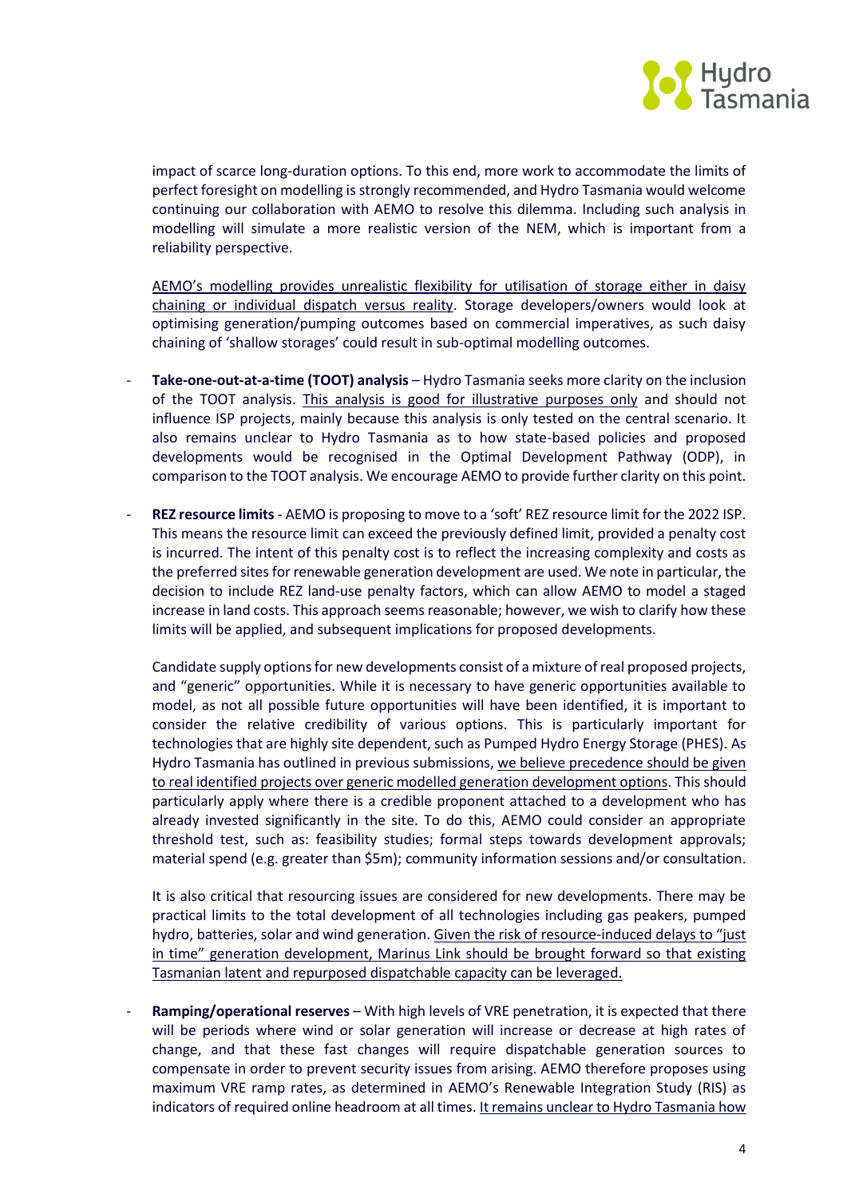impact of scarce long-duration options. To this end, more work to accommodate the limits of perfect foresight on modelling is strongly recommended, and Hydro Tasmania would welcome continuing our collaboration with AEMO to resolve this dilemma. Including such analysis in modelling will simulate a more realistic version of the NEM, which is important from a reliability perspective.

<u>AEMO's modelling provides unrealistic flexibility for utilisation of storage either in daisy chaining or individual dispatch versus reality</u>. Storage developers/owners would look at optimising generation/pumping outcomes based on commercial imperatives, as such daisy chaining of 'shallow storages' could result in sub-optimal modelling outcomes.

- **Take-one-out-at-a-time (TOOT) analysis** – Hydro Tasmania seeks more clarity on the inclusion of the TOOT analysis. <u>This analysis is good for illustrative purposes only</u> and should not influence ISP projects, mainly because this analysis is only tested on the central scenario. It also remains unclear to Hydro Tasmania as to how state-based policies and proposed developments would be recognised in the Optimal Development Pathway (ODP), in comparison to the TOOT analysis. We encourage AEMO to provide further clarity on this point.

- **REZ resource limits** - AEMO is proposing to move to a 'soft' REZ resource limit for the 2022 ISP. This means the resource limit can exceed the previously defined limit, provided a penalty cost is incurred. The intent of this penalty cost is to reflect the increasing complexity and costs as the preferred sites for renewable generation development are used. We note in particular, the decision to include REZ land-use penalty factors, which can allow AEMO to model a staged increase in land costs. This approach seems reasonable; however, we wish to clarify how these limits will be applied, and subsequent implications for proposed developments.

  Candidate supply options for new developments consist of a mixture of real proposed projects, and "generic" opportunities. While it is necessary to have generic opportunities available to model, as not all possible future opportunities will have been identified, it is important to consider the relative credibility of various options. This is particularly important for technologies that are highly site dependent, such as Pumped Hydro Energy Storage (PHES). As Hydro Tasmania has outlined in previous submissions, <u>we believe precedence should be given to real identified projects over generic modelled generation development options</u>. This should particularly apply where there is a credible proponent attached to a development who has already invested significantly in the site. To do this, AEMO could consider an appropriate threshold test, such as: feasibility studies; formal steps towards development approvals; material spend (e.g. greater than $5m); community information sessions and/or consultation.

  It is also critical that resourcing issues are considered for new developments. There may be practical limits to the total development of all technologies including gas peakers, pumped hydro, batteries, solar and wind generation. <u>Given the risk of resource-induced delays to "just in time" generation development, Marinus Link should be brought forward so that existing Tasmanian latent and repurposed dispatchable capacity can be leveraged.</u>

- **Ramping/operational reserves** – With high levels of VRE penetration, it is expected that there will be periods where wind or solar generation will increase or decrease at high rates of change, and that these fast changes will require dispatchable generation sources to compensate in order to prevent security issues from arising. AEMO therefore proposes using maximum VRE ramp rates, as determined in AEMO's Renewable Integration Study (RIS) as indicators of required online headroom at all times. <u>It remains unclear to Hydro Tasmania how</u>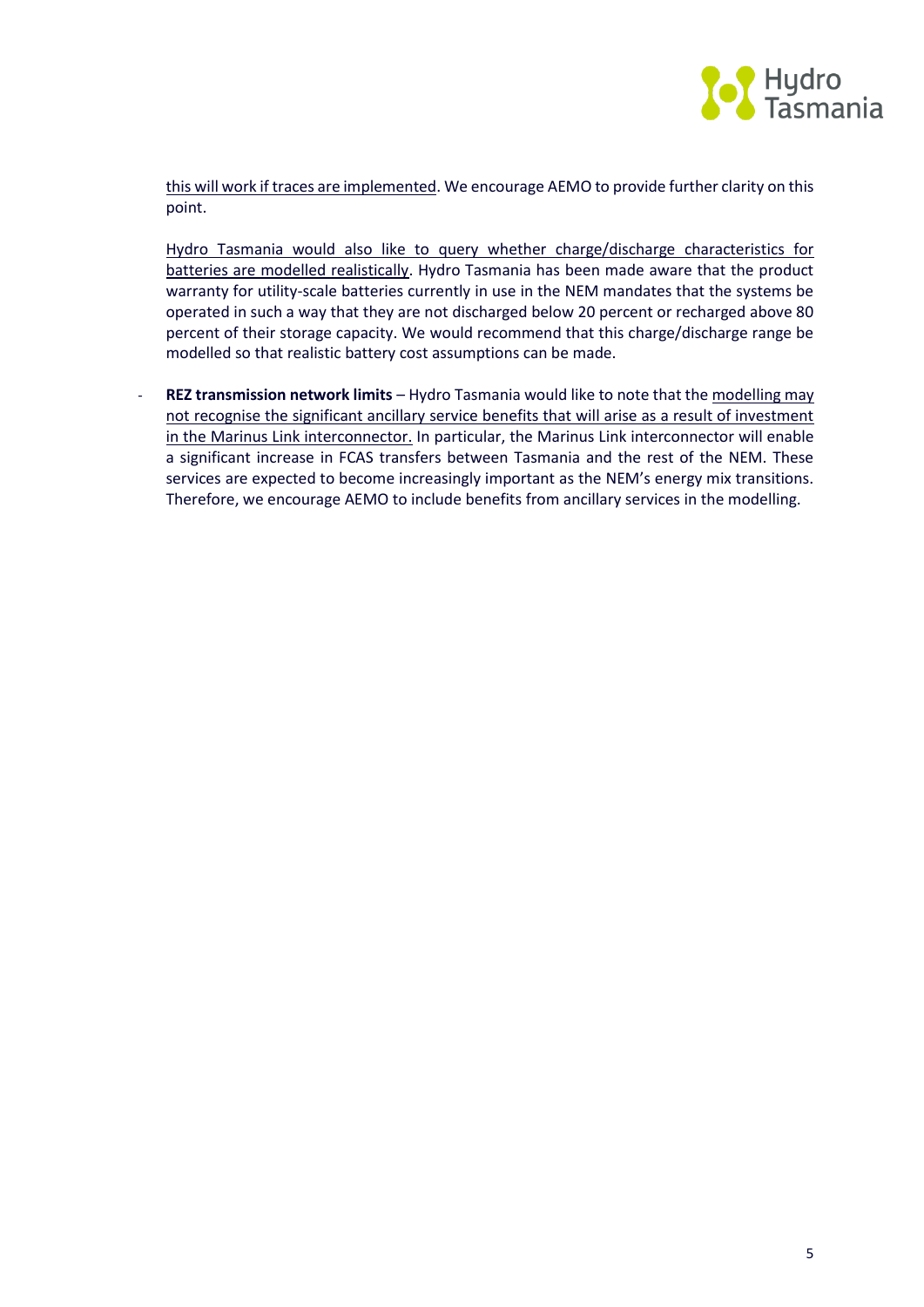this will work if traces are implemented. We encourage AEMO to provide further clarity on this point.

Hydro Tasmania would also like to query whether charge/discharge characteristics for batteries are modelled realistically. Hydro Tasmania has been made aware that the product warranty for utility-scale batteries currently in use in the NEM mandates that the systems be operated in such a way that they are not discharged below 20 percent or recharged above 80 percent of their storage capacity. We would recommend that this charge/discharge range be modelled so that realistic battery cost assumptions can be made.

- **REZ transmission network limits** – Hydro Tasmania would like to note that the modelling may not recognise the significant ancillary service benefits that will arise as a result of investment in the Marinus Link interconnector. In particular, the Marinus Link interconnector will enable a significant increase in FCAS transfers between Tasmania and the rest of the NEM. These services are expected to become increasingly important as the NEM's energy mix transitions. Therefore, we encourage AEMO to include benefits from ancillary services in the modelling.